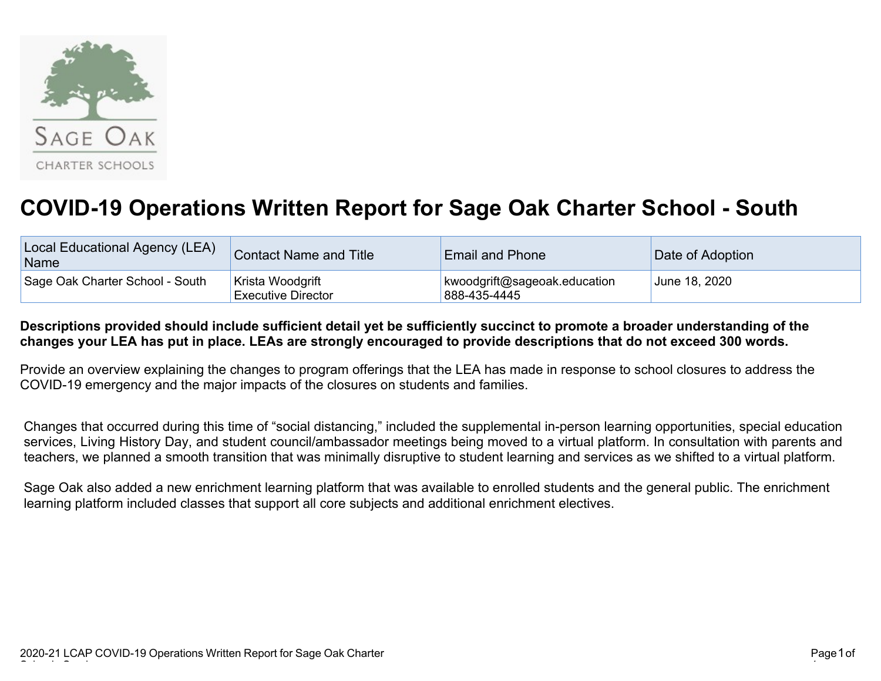# COVID-19 Operations Written Report for Sage Oak Charter School - South

| Local Educational Agency (LEA) Name | Contact Name and Title | Email and Phone | Date of Adoption |
|---|---|---|---|
| Sage Oak Charter School - South | Krista Woodgrift<br>Executive Director | kwoodgrift@sageoak.education<br>888-435-4445 | June 18, 2020 |

**Descriptions provided should include sufficient detail yet be sufficiently succinct to promote a broader understanding of the changes your LEA has put in place. LEAs are strongly encouraged to provide descriptions that do not exceed 300 words.**

Provide an overview explaining the changes to program offerings that the LEA has made in response to school closures to address the COVID-19 emergency and the major impacts of the closures on students and families.

Changes that occurred during this time of "social distancing," included the supplemental in-person learning opportunities, special education services, Living History Day, and student council/ambassador meetings being moved to a virtual platform. In consultation with parents and teachers, we planned a smooth transition that was minimally disruptive to student learning and services as we shifted to a virtual platform.

Sage Oak also added a new enrichment learning platform that was available to enrolled students and the general public. The enrichment learning platform included classes that support all core subjects and additional enrichment electives.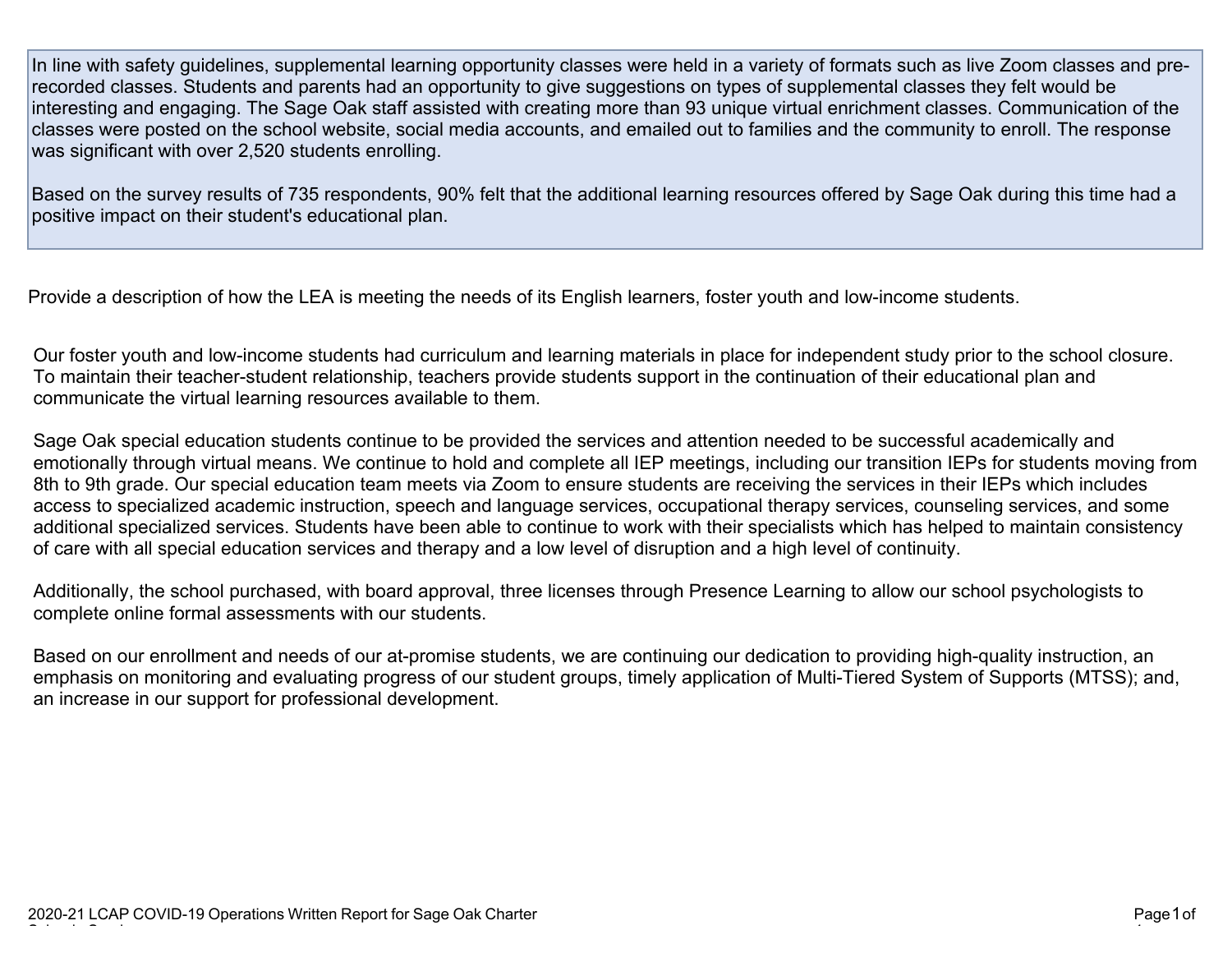In line with safety guidelines, supplemental learning opportunity classes were held in a variety of formats such as live Zoom classes and pre-recorded classes. Students and parents had an opportunity to give suggestions on types of supplemental classes they felt would be interesting and engaging. The Sage Oak staff assisted with creating more than 93 unique virtual enrichment classes. Communication of the classes were posted on the school website, social media accounts, and emailed out to families and the community to enroll. The response was significant with over 2,520 students enrolling.

Based on the survey results of 735 respondents, 90% felt that the additional learning resources offered by Sage Oak during this time had a positive impact on their student's educational plan.

Provide a description of how the LEA is meeting the needs of its English learners, foster youth and low-income students.

Our foster youth and low-income students had curriculum and learning materials in place for independent study prior to the school closure. To maintain their teacher-student relationship, teachers provide students support in the continuation of their educational plan and communicate the virtual learning resources available to them.

Sage Oak special education students continue to be provided the services and attention needed to be successful academically and emotionally through virtual means. We continue to hold and complete all IEP meetings, including our transition IEPs for students moving from 8th to 9th grade. Our special education team meets via Zoom to ensure students are receiving the services in their IEPs which includes access to specialized academic instruction, speech and language services, occupational therapy services, counseling services, and some additional specialized services. Students have been able to continue to work with their specialists which has helped to maintain consistency of care with all special education services and therapy and a low level of disruption and a high level of continuity.

Additionally, the school purchased, with board approval, three licenses through Presence Learning to allow our school psychologists to complete online formal assessments with our students.

Based on our enrollment and needs of our at-promise students, we are continuing our dedication to providing high-quality instruction, an emphasis on monitoring and evaluating progress of our student groups, timely application of Multi-Tiered System of Supports (MTSS); and, an increase in our support for professional development.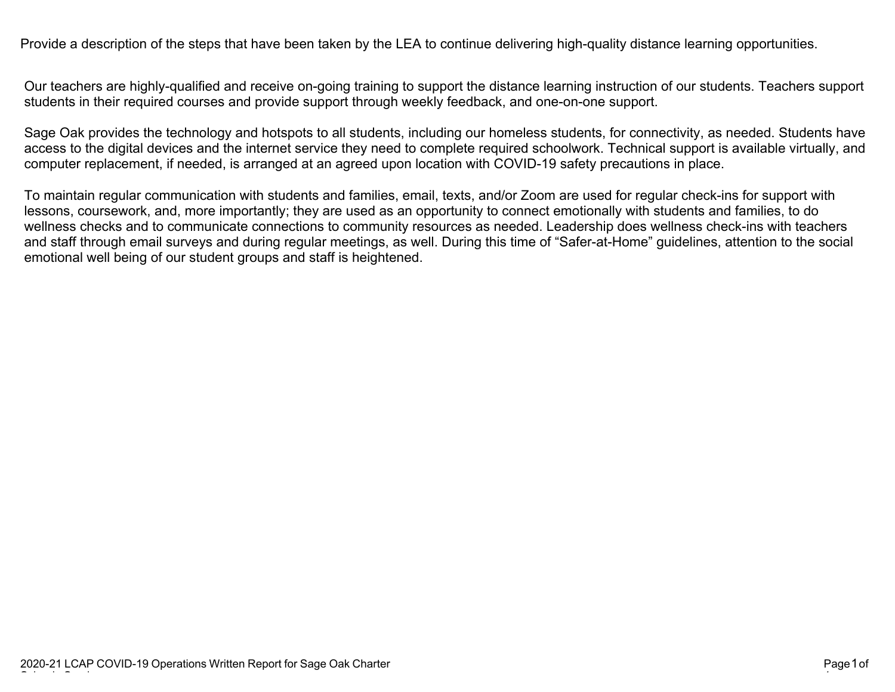Provide a description of the steps that have been taken by the LEA to continue delivering high-quality distance learning opportunities.

Our teachers are highly-qualified and receive on-going training to support the distance learning instruction of our students. Teachers support students in their required courses and provide support through weekly feedback, and one-on-one support.

Sage Oak provides the technology and hotspots to all students, including our homeless students, for connectivity, as needed. Students have access to the digital devices and the internet service they need to complete required schoolwork. Technical support is available virtually, and computer replacement, if needed, is arranged at an agreed upon location with COVID-19 safety precautions in place.

To maintain regular communication with students and families, email, texts, and/or Zoom are used for regular check-ins for support with lessons, coursework, and, more importantly; they are used as an opportunity to connect emotionally with students and families, to do wellness checks and to communicate connections to community resources as needed. Leadership does wellness check-ins with teachers and staff through email surveys and during regular meetings, as well. During this time of "Safer-at-Home" guidelines, attention to the social emotional well being of our student groups and staff is heightened.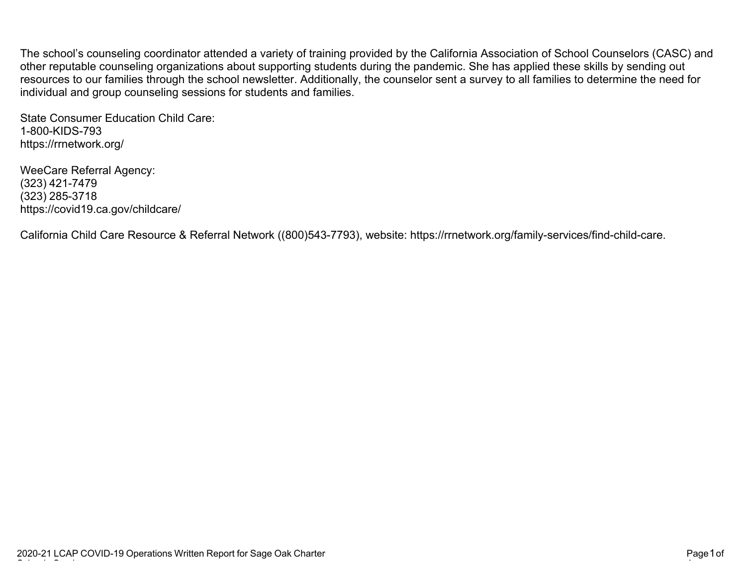The school’s counseling coordinator attended a variety of training provided by the California Association of School Counselors (CASC) and other reputable counseling organizations about supporting students during the pandemic. She has applied these skills by sending out resources to our families through the school newsletter. Additionally, the counselor sent a survey to all families to determine the need for individual and group counseling sessions for students and families.

State Consumer Education Child Care:
1-800-KIDS-793
https://rrnetwork.org/

WeeCare Referral Agency:
(323) 421-7479
(323) 285-3718
https://covid19.ca.gov/childcare/

California Child Care Resource & Referral Network ((800)543-7793), website: https://rrnetwork.org/family-services/find-child-care.